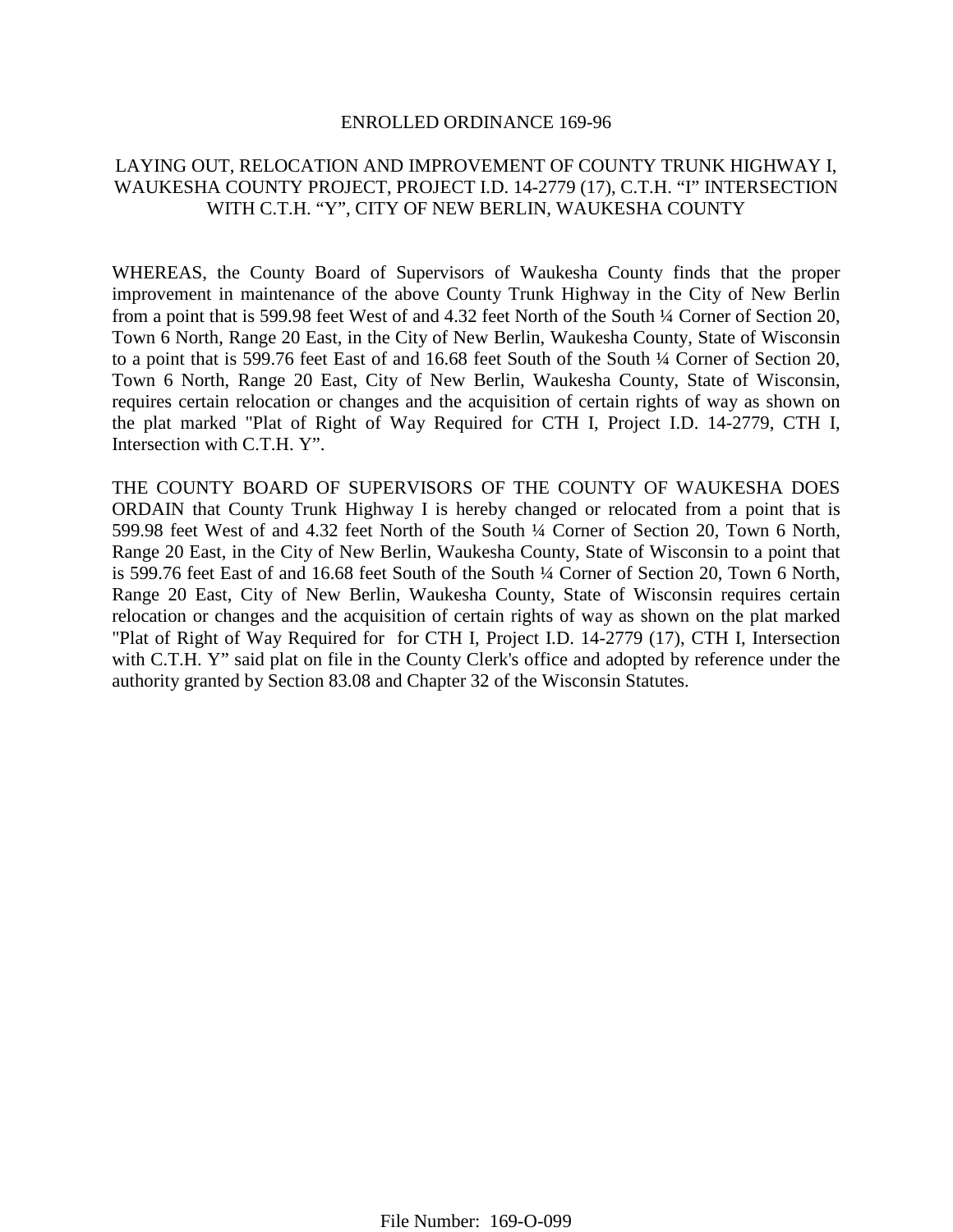# ENROLLED ORDINANCE 169-96

## LAYING OUT, RELOCATION AND IMPROVEMENT OF COUNTY TRUNK HIGHWAY I, WAUKESHA COUNTY PROJECT, PROJECT I.D. 14-2779 (17), C.T.H. "I" INTERSECTION WITH C.T.H. "Y", CITY OF NEW BERLIN, WAUKESHA COUNTY

WHEREAS, the County Board of Supervisors of Waukesha County finds that the proper improvement in maintenance of the above County Trunk Highway in the City of New Berlin from a point that is 599.98 feet West of and 4.32 feet North of the South ¼ Corner of Section 20, Town 6 North, Range 20 East, in the City of New Berlin, Waukesha County, State of Wisconsin to a point that is 599.76 feet East of and 16.68 feet South of the South ¼ Corner of Section 20, Town 6 North, Range 20 East, City of New Berlin, Waukesha County, State of Wisconsin, requires certain relocation or changes and the acquisition of certain rights of way as shown on the plat marked "Plat of Right of Way Required for CTH I, Project I.D. 14-2779, CTH I, Intersection with C.T.H. Y".

THE COUNTY BOARD OF SUPERVISORS OF THE COUNTY OF WAUKESHA DOES ORDAIN that County Trunk Highway I is hereby changed or relocated from a point that is 599.98 feet West of and 4.32 feet North of the South ¼ Corner of Section 20, Town 6 North, Range 20 East, in the City of New Berlin, Waukesha County, State of Wisconsin to a point that is 599.76 feet East of and 16.68 feet South of the South ¼ Corner of Section 20, Town 6 North, Range 20 East, City of New Berlin, Waukesha County, State of Wisconsin requires certain relocation or changes and the acquisition of certain rights of way as shown on the plat marked "Plat of Right of Way Required for for CTH I, Project I.D. 14-2779 (17), CTH I, Intersection with C.T.H. Y" said plat on file in the County Clerk's office and adopted by reference under the authority granted by Section 83.08 and Chapter 32 of the Wisconsin Statutes.

File Number: 169-O-099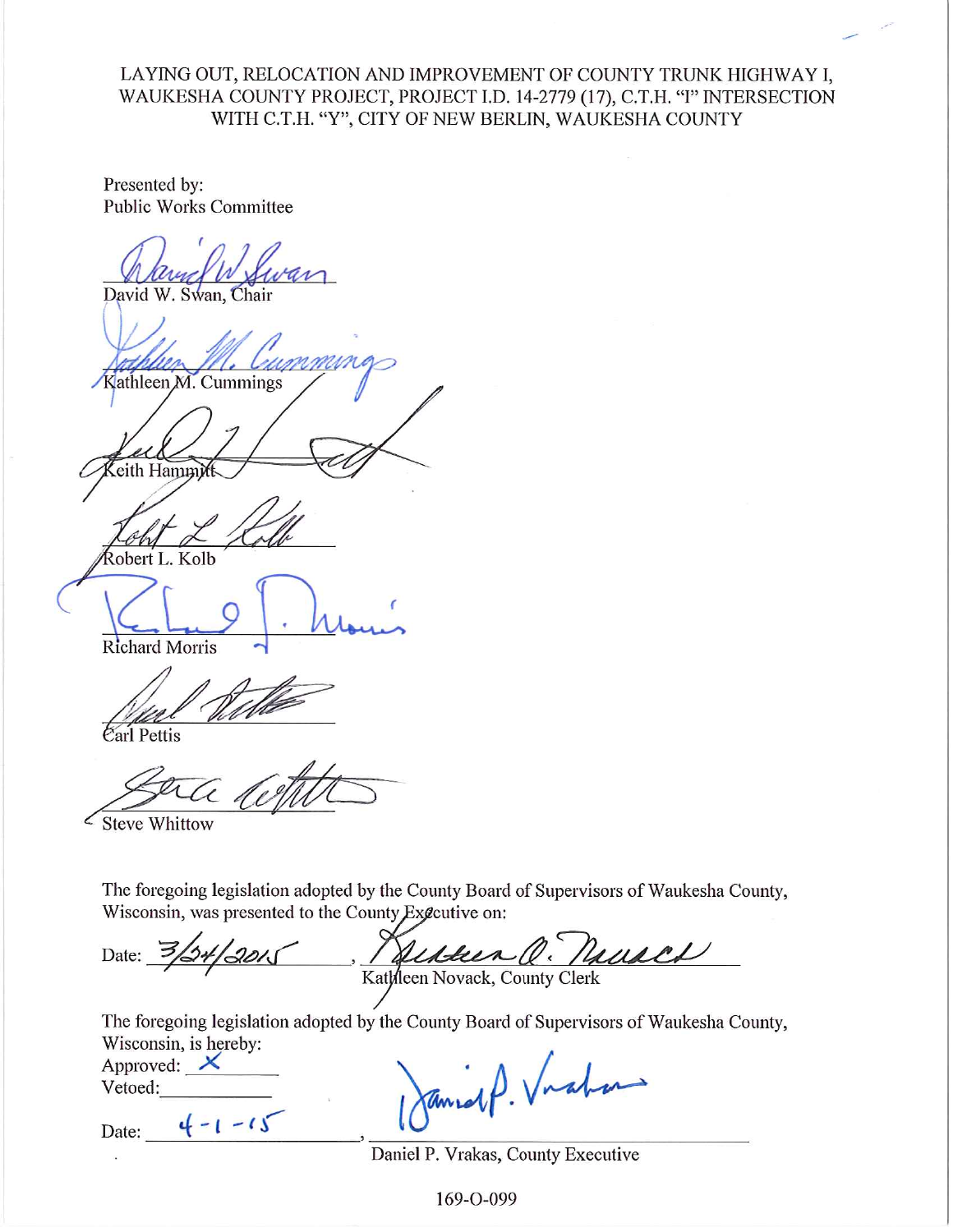LAYING OUT, RELOCATION AND IMPROVEMENT OF COUNTY TRUNK HIGHWAY I, WAUKESHA COUNTY PROJECT, PROJECT I.D. 14-2779 (17), C.T.H. "I" INTERSECTION WITH C.T.H. "Y", CITY OF NEW BERLIN, WAUKESHA COUNTY

Presented by:
Public Works Committee

David W. Swan, Chair

Kathleen M. Cummings

Keith Hammitt

Robert L. Kolb

Richard Morris

Earl Pettis

Steve Whittow

The foregoing legislation adopted by the County Board of Supervisors of Waukesha County, Wisconsin, was presented to the County Executive on:

Date: 3/24/2015, Kathleen Novack, County Clerk

The foregoing legislation adopted by the County Board of Supervisors of Waukesha County, Wisconsin, is hereby:

Approved: X

Vetoed: \_\_\_\_\_\_\_\_

Date: 4-1-15, Daniel P. Vrakas, County Executive

169-O-099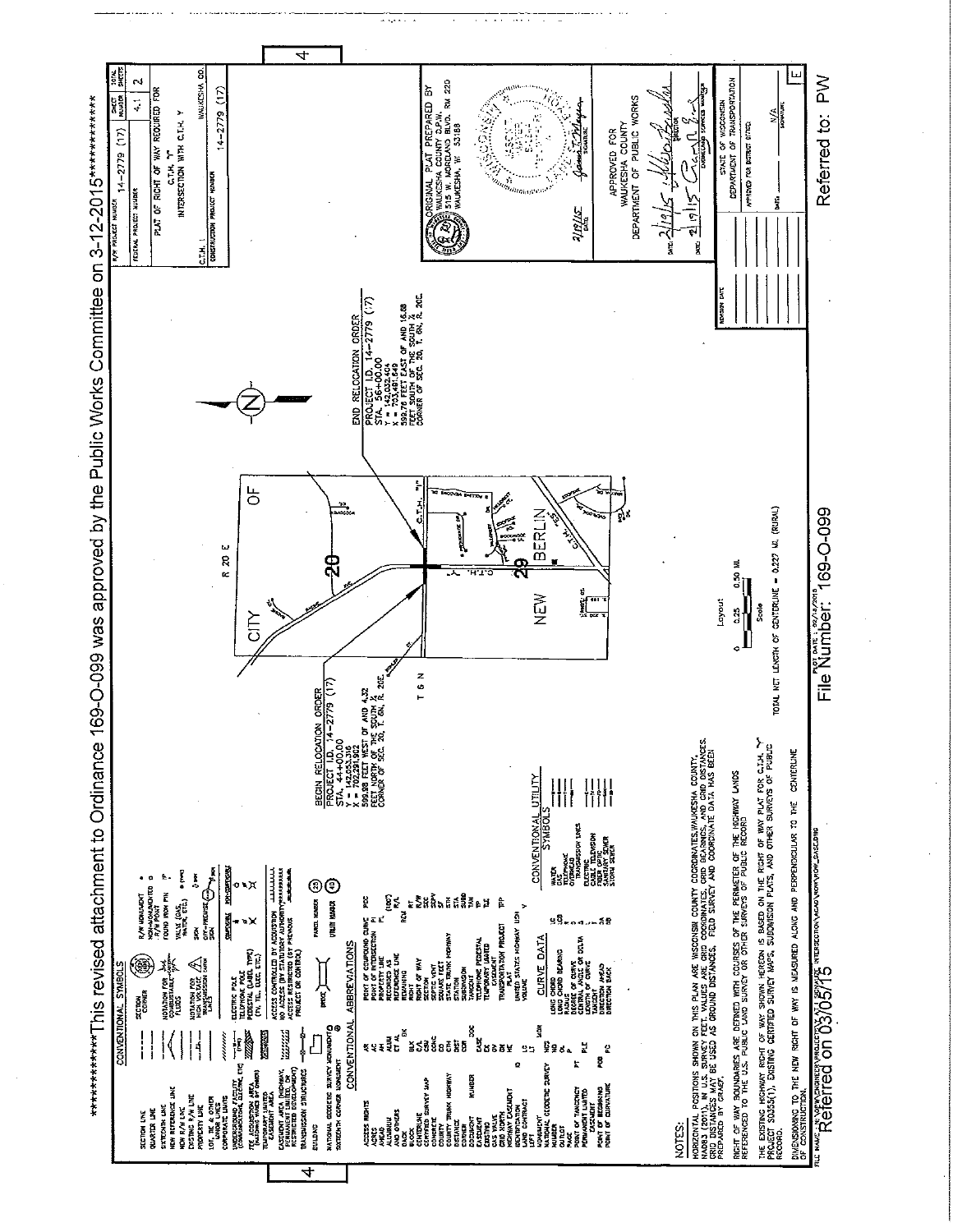*************This revised attachment to Ordinance 169-O-099 was approved by the Public Works Committee on 3-12-2015*************

PLAT OF RIGHT OF WAY REQUIRED FOR C.T.H. "I" INTERSECTION WITH C.T.H. Y

R/W PROJECT NUMBER: 14-2779 (17)

SHEET NUMBER: 4.1 | TOTAL SHEETS: 2

C.T.H. I — WAUKESHA CO.

CONSTRUCTION PROJECT NUMBER: 14-2779 (17)

## CONVENTIONAL SYMBOLS

SECTION LINE, QUARTER LINE, SIXTEENTH LINE, NEW REFERENCE LINE, NEW R/W LINE, EXISTING R/W LINE, PROPERTY LINE, LOT, TIE & OTHER OWNERSHIP LINES, CORPORATE LIMITS, UNDERGROUND FACILITY (COMMUNICATION, ELECTRIC, ETC), FEE ACQUISITION AREA, TEMPORARY LIMITED EASEMENT AREA, EASEMENT AREA (HIGHWAY, PERMANENT LIMITED, OR RESTRICTED DEVELOPMENT), TRANSMISSION STRUCTURES, BUILDING, NATIONAL GEODETIC SURVEY MONUMENT, SIXTEENTH CORNER MONUMENT, SECTION CORNER, R/W MONUMENT, NON-MONUMENTED R/W POINT, FOUND IRON PIN, NOTATION FOR COMPENSABLE ITEMS, NOTATION FOR NONCOMPENSABLE ITEMS, VALVE (GAS, WATER, ETC), SIGN, OFF-PREMISE SIGN, NOTATION FOR HIGH VOLTAGE TRANSMISSION LINES, ELECTRIC POLE, TELEPHONE POLE, PEDESTAL (LABEL TYPE) (TV, TEL, ELEC, ETC.), ACCESS CONTROLLED BY ACQUISITION, NO ACCESS (BY STATUTORY AUTHORITY), ACCESS RESTRICTED (BY PREVIOUS PROJECT OR CONTROL), BRIDGE, PARCEL NUMBER, UTILITY NUMBER

## CONVENTIONAL ABBREVIATIONS

| | | | |
|---|---|---|---|
| ACCESS RIGHTS | AR | POINT OF COMPOUND CURVE | PCC |
| ACRES | AC | POINT OF INTERSECTION | PI |
| AHEAD | AH | PROPERTY LINE | PL |
| ALUMINUM | ALUM | RECORDED AS | (100') |
| AND OTHERS | ET AL | REFERENCE LINE | R/L |
| BACK | BK | REMAINING | REM |
| BLOCK | BLK | RIGHT | RT |
| CENTERLINE | C/L | RIGHT OF WAY | R/W |
| CERTIFIED SURVEY MAP | CSM | SECTION | SEC |
| CONCRETE | CONC | SEPTIC VENT | SEPV |
| COUNTY | CO | SQUARE FEET | SF |
| COUNTY TRUNK HIGHWAY | CTH | STATE TRUNK HIGHWAY | STH |
| DISTANCE | DIST | STATION | STA |
| CORNER | COR | SUBDIVISION | SUBD |
| DOCUMENT NUMBER | DOC | TANGENT | TAN |
| EASEMENT | EASE | TELEPHONE PEDESTAL | TP |
| EXISTING | EX | TEMPORARY LIMITED EASEMENT | TLE |
| GAS VALVE | GV | TRANSPORTATION PROJECT PLAT | TPP |
| GRID NORTH | GN | UNITED STATES HIGHWAY | USH |
| HIGHWAY EASEMENT | HE | VOLUME | V |
| IDENTIFICATION | ID | | |
| LAND CONTRACT | LC | | |
| LEFT | LT | | |
| MONUMENT | MON | | |
| NATIONAL GEODETIC SURVEY | NGS | | |
| NUMBER | NO | | |
| OUTLOT | OL | | |
| PAGE | P | | |
| POINT OF TANGENCY | PT | | |
| PERMANENT LIMITED EASEMENT | PLE | | |
| POINT OF BEGINNING | POB | | |
| POINT OF CURVATURE | PC | | |

## CURVE DATA

LONG CHORD — LC; LONG CHORD BEARING — LCB; RADIUS — R; DEGREE OF CURVE — D; CENTRAL ANGLE OR DELTA — Δ; LENGTH OF CURVE — L; TANGENT — T; DIRECTION AHEAD — DA; DIRECTION BACK — DB

## CONVENTIONAL UTILITY SYMBOLS

WATER, GAS, TELEPHONE, OVERHEAD TRANSMISSION LINES, ELECTRIC, CABLE TELEVISION, FIBER OPTIC, SANITARY SEWER, STORM SEWER

## NOTES:

HORIZONTAL POSITIONS SHOWN ON THIS PLAN ARE WISCONSIN COUNTY COORDINATES, WAUKESHA COUNTY, NAD83 (2011), IN U.S. SURVEY FEET. VALUES ARE GRID COORDINATES, GRID BEARINGS, AND GRID DISTANCES. GRID DISTANCES MAY BE USED AS GROUND DISTANCES. FIELD SURVEY AND COORDINATE DATA HAS BEEN PREPARED BY GRAEF.

RIGHT OF WAY BOUNDARIES ARE DEFINED WITH COURSES OF THE PERIMETER OF THE HIGHWAY LANDS REFERENCED TO THE U.S. PUBLIC LAND SURVEY OR OTHER SURVEYS OF PUBLIC RECORD.

THE EXISTING HIGHWAY RIGHT OF WAY SHOWN HEREON IS BASED ON THE RIGHT OF WAY PLAT FOR C.T.H. "Y" PROJECT 5035(1), EXISTING CERTIFIED SURVEY MAPS, SUBDIVISION PLATS, AND OTHER SURVEYS OF PUBLIC RECORD.

DIMENSIONING TO THE NEW RIGHT OF WAY IS MEASURED ALONG AND PERPENDICULAR TO THE CENTERLINE OF CONSTRUCTION.

BEGIN RELOCATION ORDER
PROJECT I.D. 14-2779 (17)
STA. 44+00.00
Y = 142,053.316
X = 702,391.902
599.98 FEET WEST OF AND 4.32 FEET NORTH OF THE SOUTH ¼ CORNER OF SEC. 20, T. 6N, R. 20E.

END RELOCATION ORDER
PROJECT I.D. 14-2779 (17)
STA. 56+00.00
Y = 142,032.404
X = 703,491.649
599.76 FEET EAST OF AND 16.68 FEET SOUTH OF THE SOUTH ¼ CORNER OF SEC. 20, T. 6N, R. 20E.

CITY OF NEW BERLIN — R 20 E — T 6 N — 20 — 29 — C.T.H. "I" — C.T.H. "Y"

Layout: 0 — 0.25 — 0.50 MI. Scale

TOTAL NET LENGTH OF CENTERLINE = 0.227 MI. (RURAL)

ORIGINAL PLAT PREPARED BY
WAUKESHA COUNTY D.P.W.
515 W. MORELAND BLVD. RM 220
WAUKESHA, WI 53188

2/18/15 — SIGNATURE

APPROVED FOR
WAUKESHA COUNTY
DEPARTMENT OF PUBLIC WORKS

DATE: 2/19/15 — DIRECTOR
DATE: 2/19/15 — ENGINEERING SERVICES MANAGER

STATE OF WISCONSIN
DEPARTMENT OF TRANSPORTATION
APPROVED FOR DISTRICT OFFICE
N/A
DATE: — SIGNATURE:

REVISION DATE

PLOT DATE: 02/16/2015

File Number: 169-O-099

Referred on 03/05/15

Referred to: PW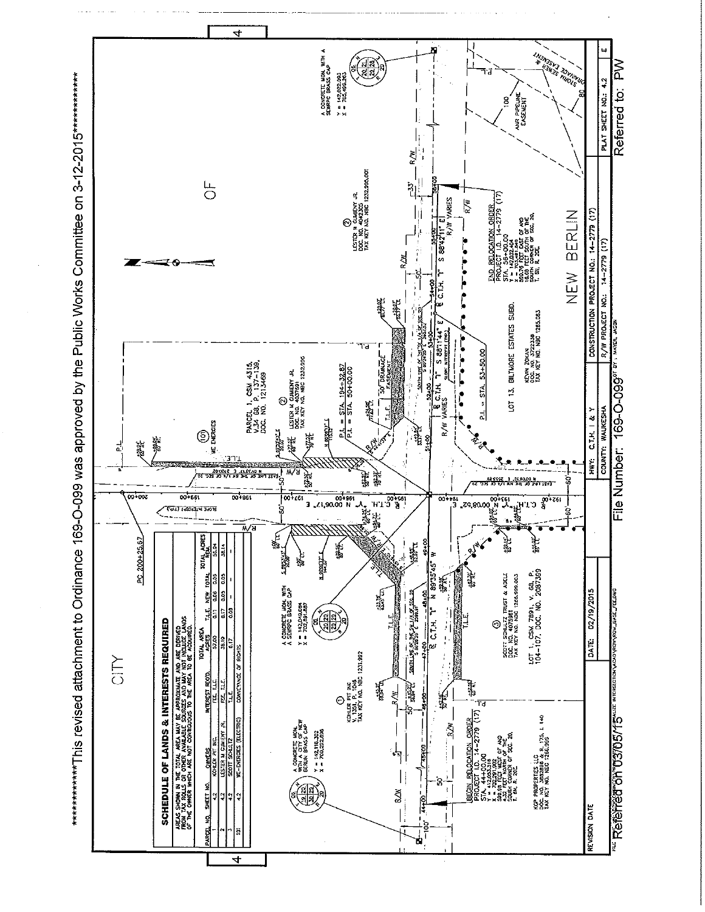**************This revised attachment to Ordinance 169-O-099 was approved by the Public Works Committee on 3-12-2015**************

CITY OF NEW BERLIN

## SCHEDULE OF LANDS & INTERESTS REQUIRED

AREAS SHOWN IN THE TOTAL AREA MAY BE APPROXIMATE AND ARE DERIVED FROM TAX ROLLS OR OTHER AVAILABLE SOURCES AND MAY NOT INCLUDE LANDS OF THE OWNER WHICH ARE NOT CONTIGUOUS TO THE AREA TO BE ACQUIRED.

| PARCEL NO. | SHEET NO. | OWNERS | INTEREST REQ'D. | TOTAL AREA ACRES | T.L.E. | NEW | TOTAL | TOTAL ACRES REM. |
|---|---|---|---|---|---|---|---|---|
| 1 | 4.2 | KOHLER PIT INC. | FEE, T.L.E. | 57.00 | 0.11 | 0.66 | 0.05 | 56.04 |
| 2 | 4.2 | LESTER M CUMENY JR. | FEE, T.L.E. | 38.19 | 0.17 | 0.05 | 0.05 | 38.14 |
| 3 | 4.2 | SCOTT SCHULTZ | T.L.E. | 6.17 | | 0.09 | | |
| 101 | 4.2 | WE-ENERGIES (ELECTRIC) | CONVEYANCE OF RIGHTS | | | | | |

A CONCRETE MON. WITH A CITY OF NEW BERLIN BRASS CAP
Y = 142,116.302
X = 700,272.698

A CONCRETE MON. WITH A SEWRPC BRASS CAP
Y = 142,040.084
X = 702,891.637

A CONCRETE MON. WITH A SEWRPC BRASS CAP
Y = 142,022.063
X = 705,495.363

① KOHLER PIT INC.
V. 1351, P. 1046
TAX KEY NO. NBC 1231.992

② LESTER M CUMENY JR.
DOC. NO. 4043305
TAX KEY NO. NBC 1232.995.001

② LESTER M CUMENY JR.
DOC. NO. 4037601
TAX KEY NO. NBC 1232.996

PARCEL 1, CSM 4315,
V.34 68, P. 137-139,
DOC. NO. 1213469

⑩ WE ENERGIES

③ SCOTT SCHULTZ TRUST & ADELE
DOC. NO. 4072501
TAX KEY NO. NBC 1266.999.003

LOT 1, CSM 7891, V. 68, P. 104-107, DOC. NO. 2087399

KGP PROPERTIES LLC
DOC. NO. 3882868 & R. 175, I. 140
TAX KEY NO. NBC 1266.999

LOT 13, BILTMORE ESTATES SUBD.
KEVIN ZOKAN
DOC. NO. 3722338
TAX KEY NO. NBC 1265.063

BEGIN RELOCATION ORDER
PROJECT I.D. 14-2779 (17)
STA. 44+00.00
Y = 142,053.318
X = 702,092.002
599.95 FEET WEST OF AND 4.32 FEET NORTH OF THE SOUTH CORNER OF SEC. 20, T. 6N, R. 20E.

END RELOCATION ORDER
PROJECT I.D. 14-2779 (17)
STA. 56+00.00
Y = 142,032.440
X = 703,491.640
600.76 FEET EAST OF AND 18.09 FEET SOUTH OF THE SOUTH CORNER OF SEC. 20, T. 6N, R. 20E.

P.I. = STA. 194+32.87
P.I. = STA. 50+00.00

P.I. = STA. 53+50.00

PC 200+25.67

℄ C.T.H. "I" N 89°35'45" W

℄ C.T.H. "I" S 88°11'44" E

℄ C.T.H. "I" S 88°42'11" E

℄ C.T.H. "Y" N 00°06'17" E

℄ C.T.H. "Y" N 00°08'52" E

R/W VARIES

50' DRAINAGE EASEMENT

ANR PIPELINE EASEMENT

STORM SEWER & DRAINAGE EASEMENT

| REVISION DATE | DATE: 02/19/2015 | HWY: C.T.H. I & Y | CONSTRUCTION PROJECT NO.: 14-2779 (17) | PLAT SHEET NO.: 4.2 |
|---|---|---|---|---|
| | | COUNTY: WAUKESHA | R/W PROJECT NO.: 14-2779 (17) | E |

Referred on 03/05/15

File Number: 169-O-099

Referred to: PW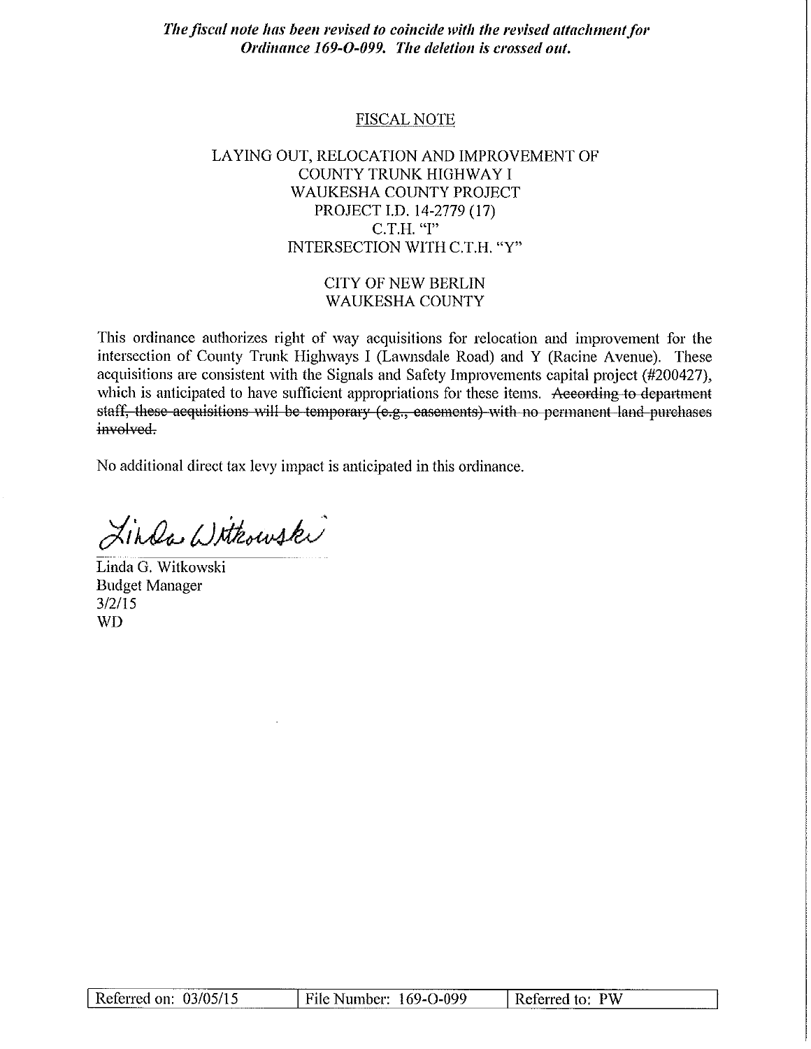***The fiscal note has been revised to coincide with the revised attachment for Ordinance 169-O-099. The deletion is crossed out.***

## FISCAL NOTE

LAYING OUT, RELOCATION AND IMPROVEMENT OF
COUNTY TRUNK HIGHWAY I
WAUKESHA COUNTY PROJECT
PROJECT I.D. 14-2779 (17)
C.T.H. "I"
INTERSECTION WITH C.T.H. "Y"

CITY OF NEW BERLIN
WAUKESHA COUNTY

This ordinance authorizes right of way acquisitions for relocation and improvement for the intersection of County Trunk Highways I (Lawnsdale Road) and Y (Racine Avenue). These acquisitions are consistent with the Signals and Safety Improvements capital project (#200427), which is anticipated to have sufficient appropriations for these items. ~~According to department staff, these acquisitions will be temporary (e.g., easements) with no permanent land purchases involved.~~

No additional direct tax levy impact is anticipated in this ordinance.

Linda G. Witkowski
Budget Manager
3/2/15
WD

| Referred on: 03/05/15 | File Number: 169-O-099 | Referred to: PW |
|---|---|---|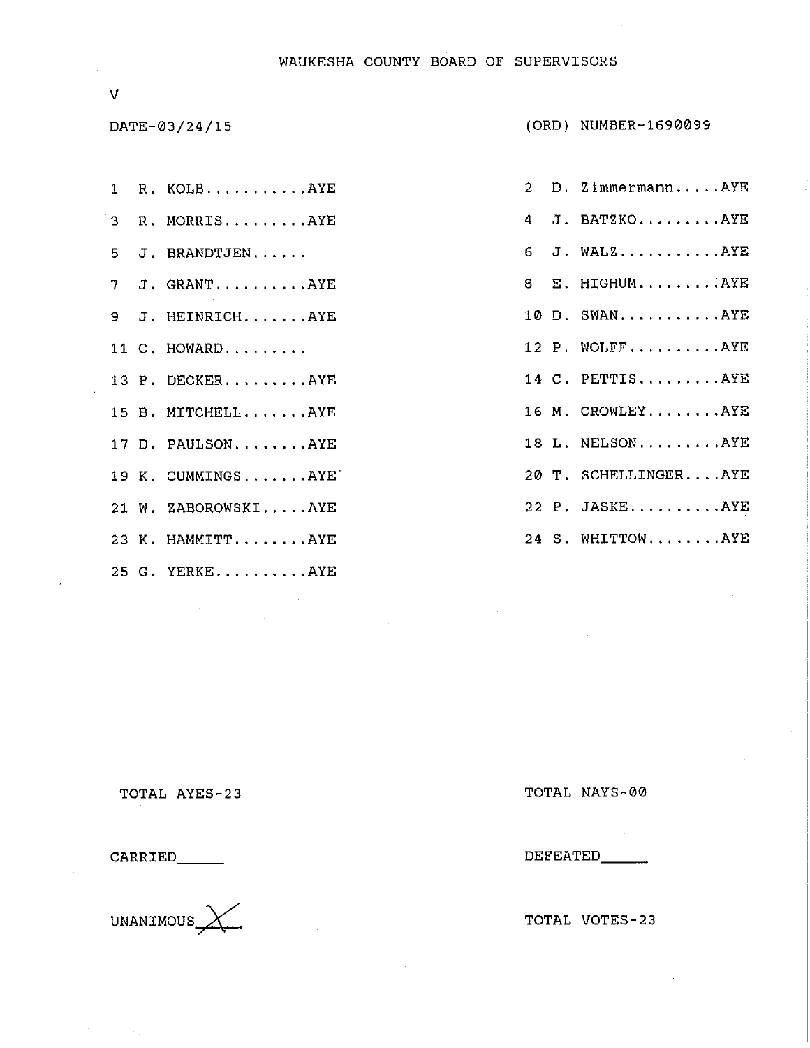# WAUKESHA COUNTY BOARD OF SUPERVISORS

V

DATE-03/24/15

(ORD) NUMBER-1690099

| | | | |
|---|---|---|---|
| 1 | R. KOLB...........AYE | 2 | D. Zimmermann.....AYE |
| 3 | R. MORRIS.........AYE | 4 | J. BATZKO.........AYE |
| 5 | J. BRANDTJEN...... | 6 | J. WALZ...........AYE |
| 7 | J. GRANT..........AYE | 8 | E. HIGHUM.........AYE |
| 9 | J. HEINRICH.......AYE | 10 | D. SWAN...........AYE |
| 11 | C. HOWARD......... | 12 | P. WOLFF..........AYE |
| 13 | P. DECKER.........AYE | 14 | C. PETTIS.........AYE |
| 15 | B. MITCHELL.......AYE | 16 | M. CROWLEY........AYE |
| 17 | D. PAULSON........AYE | 18 | L. NELSON.........AYE |
| 19 | K. CUMMINGS.......AYE | 20 | T. SCHELLINGER....AYE |
| 21 | W. ZABOROWSKI.....AYE | 22 | P. JASKE..........AYE |
| 23 | K. HAMMITT........AYE | 24 | S. WHITTOW........AYE |
| 25 | G. YERKE..........AYE | | |

TOTAL AYES-23

TOTAL NAYS-00

CARRIED_____

DEFEATED_____

UNANIMOUS_X_

TOTAL VOTES-23